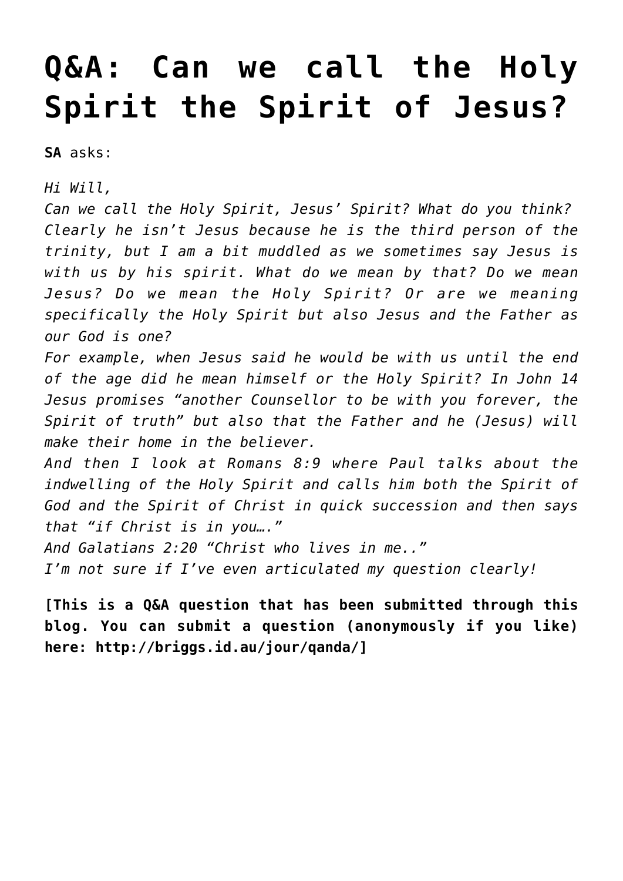# Q&A: Can we call the Holy Spirit the Spirit of Jesus?

**SA** asks:

*Hi Will,*
*Can we call the Holy Spirit, Jesus' Spirit? What do you think? Clearly he isn't Jesus because he is the third person of the trinity, but I am a bit muddled as we sometimes say Jesus is with us by his spirit. What do we mean by that? Do we mean Jesus? Do we mean the Holy Spirit? Or are we meaning specifically the Holy Spirit but also Jesus and the Father as our God is one?*
*For example, when Jesus said he would be with us until the end of the age did he mean himself or the Holy Spirit? In John 14 Jesus promises "another Counsellor to be with you forever, the Spirit of truth" but also that the Father and he (Jesus) will make their home in the believer.*
*And then I look at Romans 8:9 where Paul talks about the indwelling of the Holy Spirit and calls him both the Spirit of God and the Spirit of Christ in quick succession and then says that "if Christ is in you…."*
*And Galatians 2:20 "Christ who lives in me.."*
*I'm not sure if I've even articulated my question clearly!*

**[This is a Q&A question that has been submitted through this blog. You can submit a question (anonymously if you like) here: http://briggs.id.au/jour/qanda/]**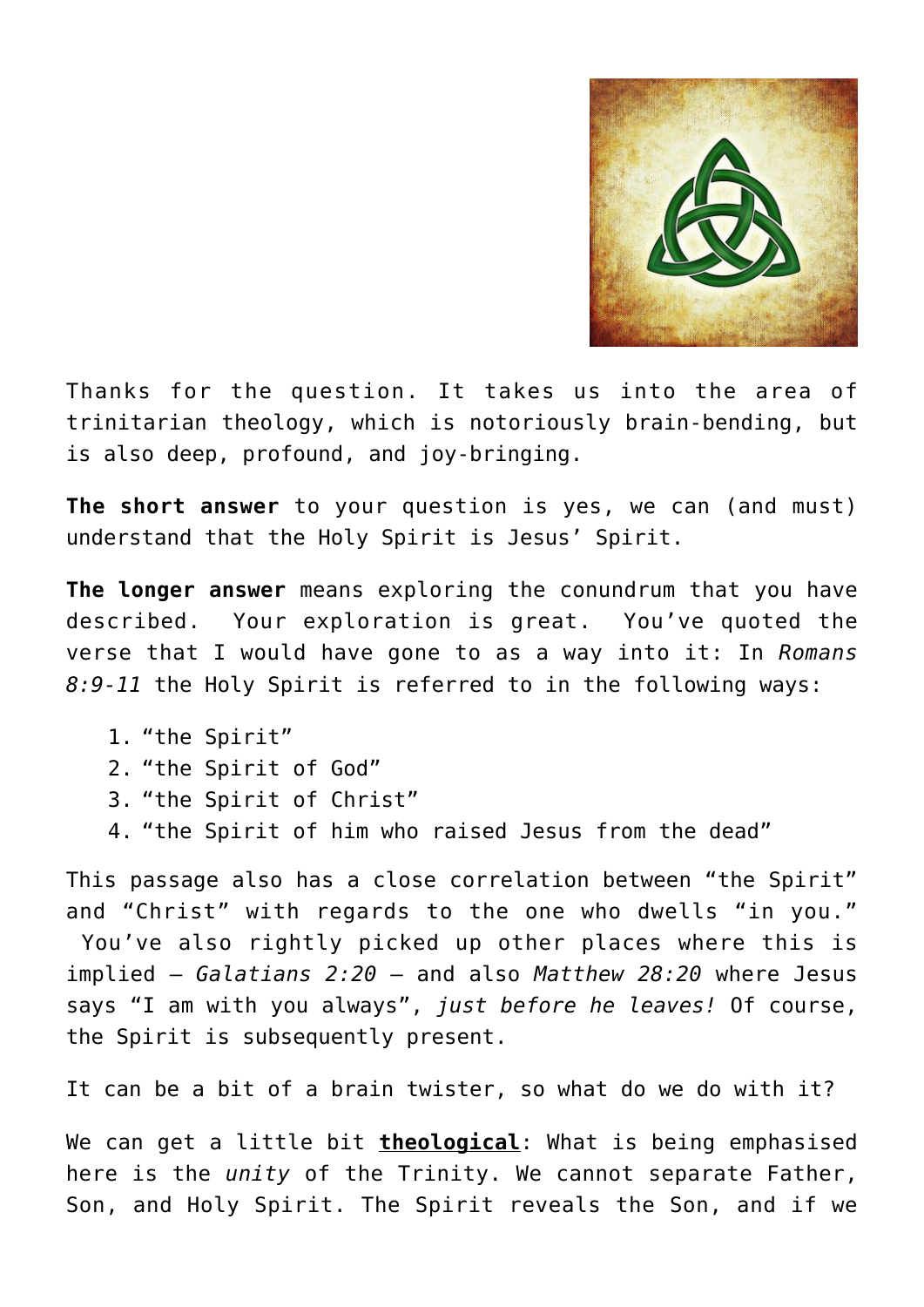Thanks for the question. It takes us into the area of trinitarian theology, which is notoriously brain-bending, but is also deep, profound, and joy-bringing.

**The short answer** to your question is yes, we can (and must) understand that the Holy Spirit is Jesus' Spirit.

**The longer answer** means exploring the conundrum that you have described. Your exploration is great. You've quoted the verse that I would have gone to as a way into it: In *Romans 8:9-11* the Holy Spirit is referred to in the following ways:

1. "the Spirit"
2. "the Spirit of God"
3. "the Spirit of Christ"
4. "the Spirit of him who raised Jesus from the dead"

This passage also has a close correlation between "the Spirit" and "Christ" with regards to the one who dwells "in you." You've also rightly picked up other places where this is implied – *Galatians 2:20* – and also *Matthew 28:20* where Jesus says "I am with you always", *just before he leaves!* Of course, the Spirit is subsequently present.

It can be a bit of a brain twister, so what do we do with it?

We can get a little bit **theological**: What is being emphasised here is the *unity* of the Trinity. We cannot separate Father, Son, and Holy Spirit. The Spirit reveals the Son, and if we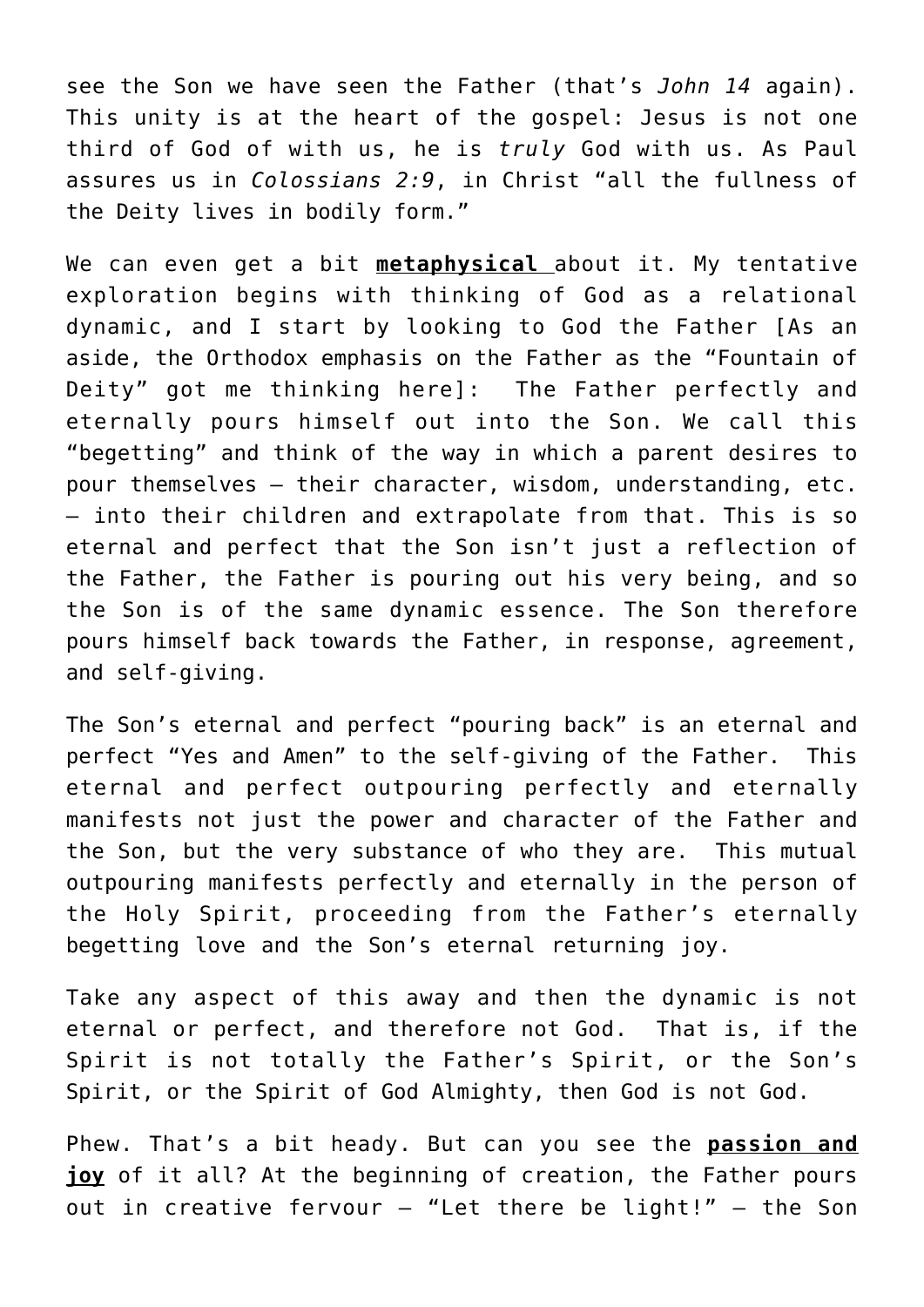see the Son we have seen the Father (that's *John 14* again). This unity is at the heart of the gospel: Jesus is not one third of God of with us, he is *truly* God with us. As Paul assures us in *Colossians 2:9*, in Christ "all the fullness of the Deity lives in bodily form."

We can even get a bit **metaphysical** about it. My tentative exploration begins with thinking of God as a relational dynamic, and I start by looking to God the Father [As an aside, the Orthodox emphasis on the Father as the "Fountain of Deity" got me thinking here]: The Father perfectly and eternally pours himself out into the Son. We call this "begetting" and think of the way in which a parent desires to pour themselves – their character, wisdom, understanding, etc. – into their children and extrapolate from that. This is so eternal and perfect that the Son isn't just a reflection of the Father, the Father is pouring out his very being, and so the Son is of the same dynamic essence. The Son therefore pours himself back towards the Father, in response, agreement, and self-giving.

The Son's eternal and perfect "pouring back" is an eternal and perfect "Yes and Amen" to the self-giving of the Father. This eternal and perfect outpouring perfectly and eternally manifests not just the power and character of the Father and the Son, but the very substance of who they are. This mutual outpouring manifests perfectly and eternally in the person of the Holy Spirit, proceeding from the Father's eternally begetting love and the Son's eternal returning joy.

Take any aspect of this away and then the dynamic is not eternal or perfect, and therefore not God. That is, if the Spirit is not totally the Father's Spirit, or the Son's Spirit, or the Spirit of God Almighty, then God is not God.

Phew. That's a bit heady. But can you see the **passion and joy** of it all? At the beginning of creation, the Father pours out in creative fervour – "Let there be light!" – the Son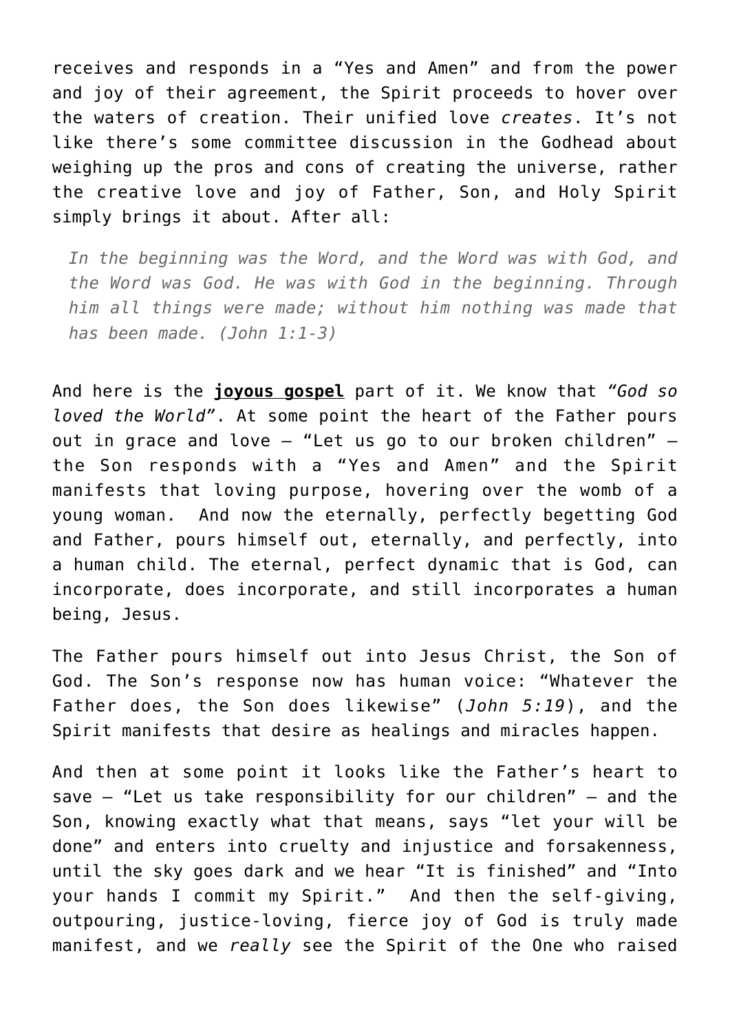receives and responds in a "Yes and Amen" and from the power and joy of their agreement, the Spirit proceeds to hover over the waters of creation. Their unified love *creates*. It's not like there's some committee discussion in the Godhead about weighing up the pros and cons of creating the universe, rather the creative love and joy of Father, Son, and Holy Spirit simply brings it about. After all:

> *In the beginning was the Word, and the Word was with God, and the Word was God. He was with God in the beginning. Through him all things were made; without him nothing was made that has been made. (John 1:1-3)*

And here is the **joyous gospel** part of it. We know that *"God so loved the World"*. At some point the heart of the Father pours out in grace and love – "Let us go to our broken children" – the Son responds with a "Yes and Amen" and the Spirit manifests that loving purpose, hovering over the womb of a young woman. And now the eternally, perfectly begetting God and Father, pours himself out, eternally, and perfectly, into a human child. The eternal, perfect dynamic that is God, can incorporate, does incorporate, and still incorporates a human being, Jesus.

The Father pours himself out into Jesus Christ, the Son of God. The Son's response now has human voice: "Whatever the Father does, the Son does likewise" (*John 5:19*), and the Spirit manifests that desire as healings and miracles happen.

And then at some point it looks like the Father's heart to save – "Let us take responsibility for our children" – and the Son, knowing exactly what that means, says "let your will be done" and enters into cruelty and injustice and forsakenness, until the sky goes dark and we hear "It is finished" and "Into your hands I commit my Spirit." And then the self-giving, outpouring, justice-loving, fierce joy of God is truly made manifest, and we *really* see the Spirit of the One who raised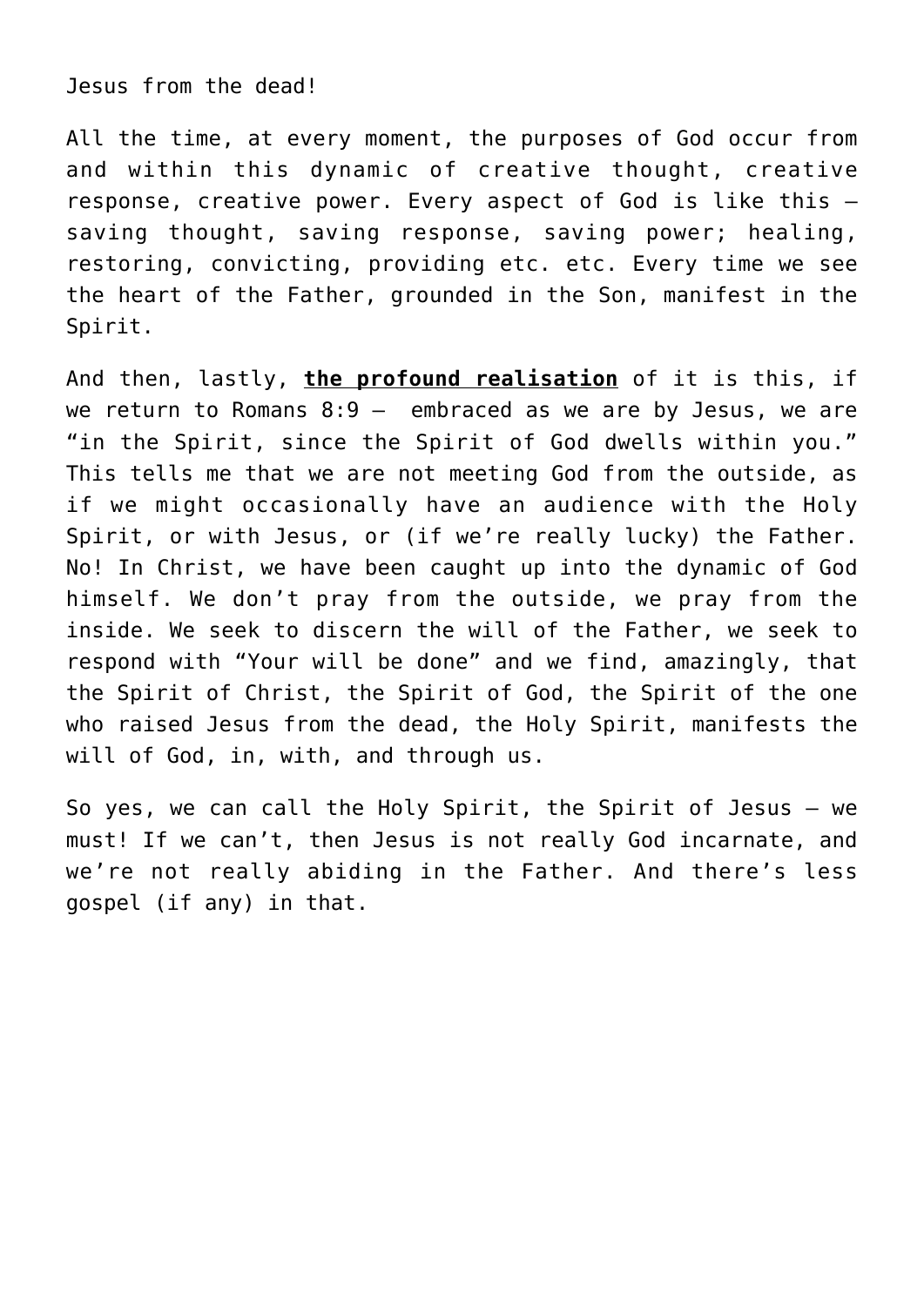Jesus from the dead!

All the time, at every moment, the purposes of God occur from and within this dynamic of creative thought, creative response, creative power. Every aspect of God is like this – saving thought, saving response, saving power; healing, restoring, convicting, providing etc. etc. Every time we see the heart of the Father, grounded in the Son, manifest in the Spirit.

And then, lastly, **<u>the profound realisation</u>** of it is this, if we return to Romans 8:9 – embraced as we are by Jesus, we are "in the Spirit, since the Spirit of God dwells within you." This tells me that we are not meeting God from the outside, as if we might occasionally have an audience with the Holy Spirit, or with Jesus, or (if we're really lucky) the Father. No! In Christ, we have been caught up into the dynamic of God himself. We don't pray from the outside, we pray from the inside. We seek to discern the will of the Father, we seek to respond with "Your will be done" and we find, amazingly, that the Spirit of Christ, the Spirit of God, the Spirit of the one who raised Jesus from the dead, the Holy Spirit, manifests the will of God, in, with, and through us.

So yes, we can call the Holy Spirit, the Spirit of Jesus – we must! If we can't, then Jesus is not really God incarnate, and we're not really abiding in the Father. And there's less gospel (if any) in that.